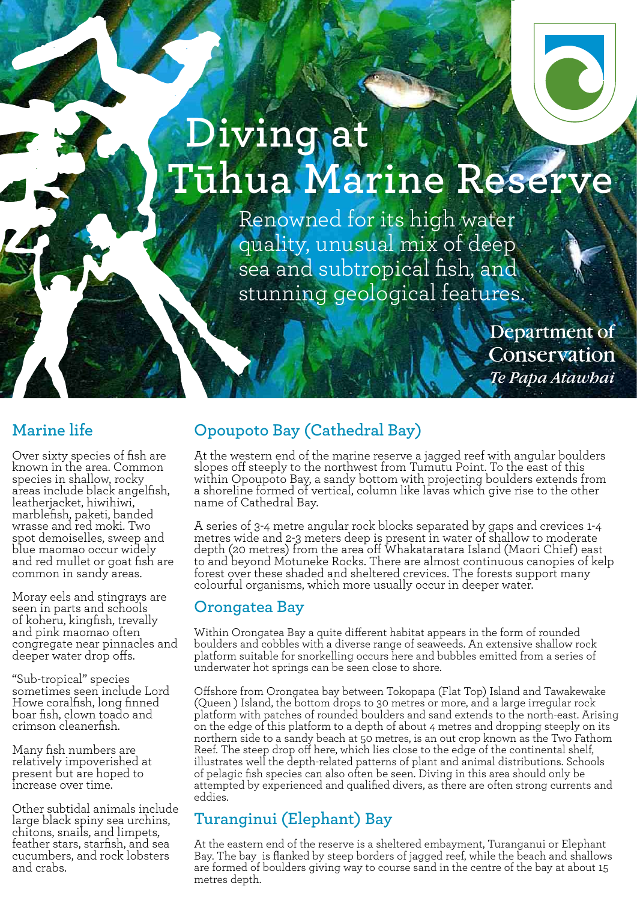# Diving at Tūhua Marine Reserve

Renowned for its high water quality, unusual mix of deep sea and subtropical fish, and stunning geological features.

Department of Conservation
*Te Papa Atawhai*

## Marine life

Over sixty species of fish are known in the area. Common species in shallow, rocky areas include black angelfish, leatherjacket, hiwihiwi, marblefish, paketi, banded wrasse and red moki. Two spot demoiselles, sweep and blue maomao occur widely and red mullet or goat fish are common in sandy areas.

Moray eels and stingrays are seen in parts and schools of koheru, kingfish, trevally and pink maomao often congregate near pinnacles and deeper water drop offs.

"Sub-tropical" species sometimes seen include Lord Howe coralfish, long finned boar fish, clown toado and crimson cleanerfish.

Many fish numbers are relatively impoverished at present but are hoped to increase over time.

Other subtidal animals include large black spiny sea urchins, chitons, snails, and limpets, feather stars, starfish, and sea cucumbers, and rock lobsters and crabs.

## Opoupoto Bay (Cathedral Bay)

At the western end of the marine reserve a jagged reef with angular boulders slopes off steeply to the northwest from Tumutu Point. To the east of this within Opoupoto Bay, a sandy bottom with projecting boulders extends from a shoreline formed of vertical, column like lavas which give rise to the other name of Cathedral Bay.

A series of 3-4 metre angular rock blocks separated by gaps and crevices 1-4 metres wide and 2-3 meters deep is present in water of shallow to moderate depth (20 metres) from the area off Whakataratara Island (Maori Chief) east to and beyond Motuneke Rocks. There are almost continuous canopies of kelp forest over these shaded and sheltered crevices. The forests support many colourful organisms, which more usually occur in deeper water.

## Orongatea Bay

Within Orongatea Bay a quite different habitat appears in the form of rounded boulders and cobbles with a diverse range of seaweeds. An extensive shallow rock platform suitable for snorkelling occurs here and bubbles emitted from a series of underwater hot springs can be seen close to shore.

Offshore from Orongatea bay between Tokopapa (Flat Top) Island and Tawakewake (Queen ) Island, the bottom drops to 30 metres or more, and a large irregular rock platform with patches of rounded boulders and sand extends to the north-east. Arising on the edge of this platform to a depth of about 4 metres and dropping steeply on its northern side to a sandy beach at 50 metres, is an out crop known as the Two Fathom Reef. The steep drop off here, which lies close to the edge of the continental shelf, illustrates well the depth-related patterns of plant and animal distributions. Schools of pelagic fish species can also often be seen. Diving in this area should only be attempted by experienced and qualified divers, as there are often strong currents and eddies.

## Turanginui (Elephant) Bay

At the eastern end of the reserve is a sheltered embayment, Turanganui or Elephant Bay. The bay is flanked by steep borders of jagged reef, while the beach and shallows are formed of boulders giving way to course sand in the centre of the bay at about 15 metres depth.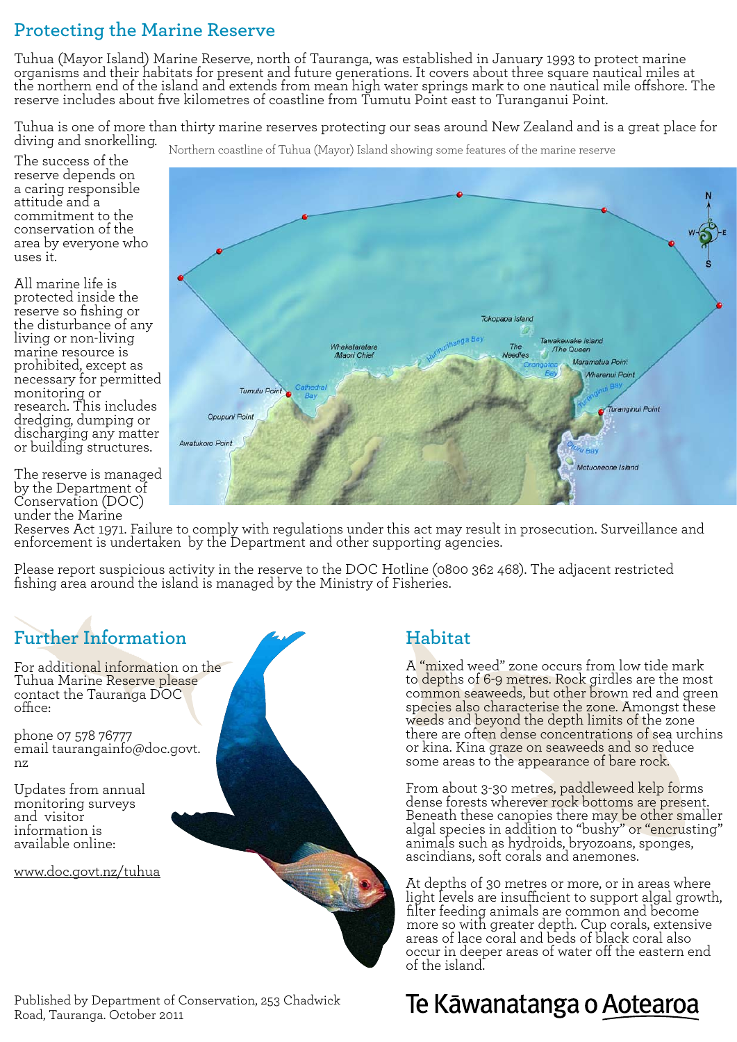## Protecting the Marine Reserve

Tuhua (Mayor Island) Marine Reserve, north of Tauranga, was established in January 1993 to protect marine organisms and their habitats for present and future generations. It covers about three square nautical miles at the northern end of the island and extends from mean high water springs mark to one nautical mile offshore. The reserve includes about five kilometres of coastline from Tumutu Point east to Turanganui Point.

Tuhua is one of more than thirty marine reserves protecting our seas around New Zealand and is a great place for diving and snorkelling.

Northern coastline of Tuhua (Mayor) Island showing some features of the marine reserve

Tokopapa Island
Hurihurihanga Bay
Whakataratare /Maori Chief
The Needles
Tawakewake Island /The Queen
Orongatea Bay
Maramatua Point
Wharenui Point
Turanganui Bay
Turanginui Point
Tumutu Point
Cathedral Bay
Opupuni Point
Awatukoro Point
Opou Bay
Motuoneone Island
N
W
E
S

The success of the reserve depends on a caring responsible attitude and a commitment to the conservation of the area by everyone who uses it.

All marine life is protected inside the reserve so fishing or the disturbance of any living or non-living marine resource is prohibited, except as necessary for permitted monitoring or research. This includes dredging, dumping or discharging any matter or building structures.

The reserve is managed by the Department of Conservation (DOC) under the Marine Reserves Act 1971. Failure to comply with regulations under this act may result in prosecution. Surveillance and enforcement is undertaken by the Department and other supporting agencies.

Please report suspicious activity in the reserve to the DOC Hotline (0800 362 468). The adjacent restricted fishing area around the island is managed by the Ministry of Fisheries.

## Further Information

For additional information on the Tuhua Marine Reserve please contact the Tauranga DOC office:

phone 07 578 76777
email taurangainfo@doc.govt.nz

Updates from annual monitoring surveys and visitor information is available online:

www.doc.govt.nz/tuhua

## Habitat

A "mixed weed" zone occurs from low tide mark to depths of 6-9 metres. Rock girdles are the most common seaweeds, but other brown red and green species also characterise the zone. Amongst these weeds and beyond the depth limits of the zone there are often dense concentrations of sea urchins or kina. Kina graze on seaweeds and so reduce some areas to the appearance of bare rock.

From about 3-30 metres, paddleweed kelp forms dense forests wherever rock bottoms are present. Beneath these canopies there may be other smaller algal species in addition to "bushy" or "encrusting" animals such as hydroids, bryozoans, sponges, ascidians, soft corals and anemones.

At depths of 30 metres or more, or in areas where light levels are insufficient to support algal growth, filter feeding animals are common and become more so with greater depth. Cup corals, extensive areas of lace coral and beds of black coral also occur in deeper areas of water off the eastern end of the island.

Published by Department of Conservation, 253 Chadwick Road, Tauranga. October 2011

Te Kāwanatanga o Aotearoa